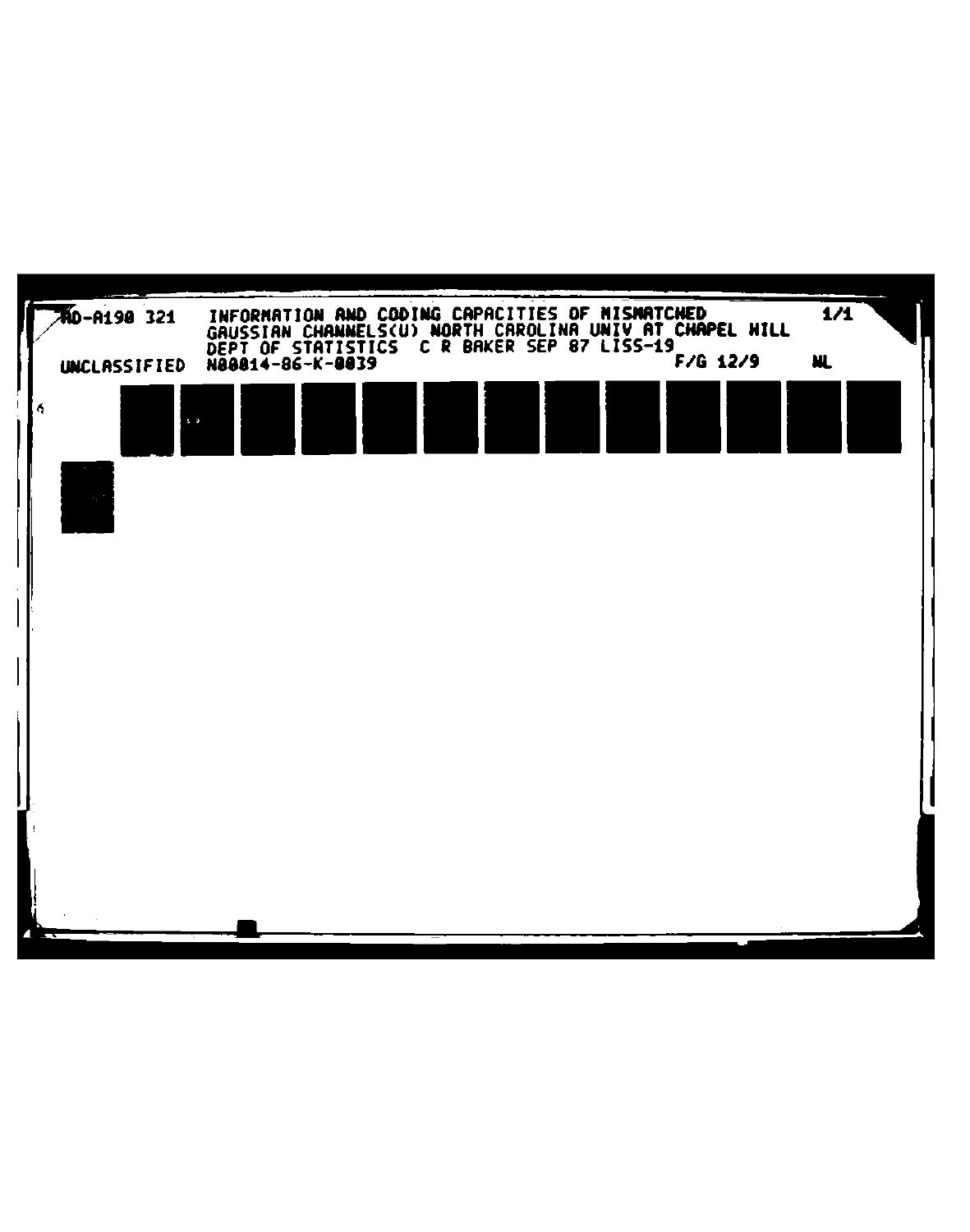AD-A190 321 INFORMATION AND CODING CAPACITIES OF MISMATCHED GAUSSIAN CHANNELS(U) NORTH CAROLINA UNIV AT CHAPEL HILL DEPT OF STATISTICS C R BAKER SEP 87 LISS-19 1/1

UNCLASSIFIED N00014-86-K-0039 F/G 12/9 NL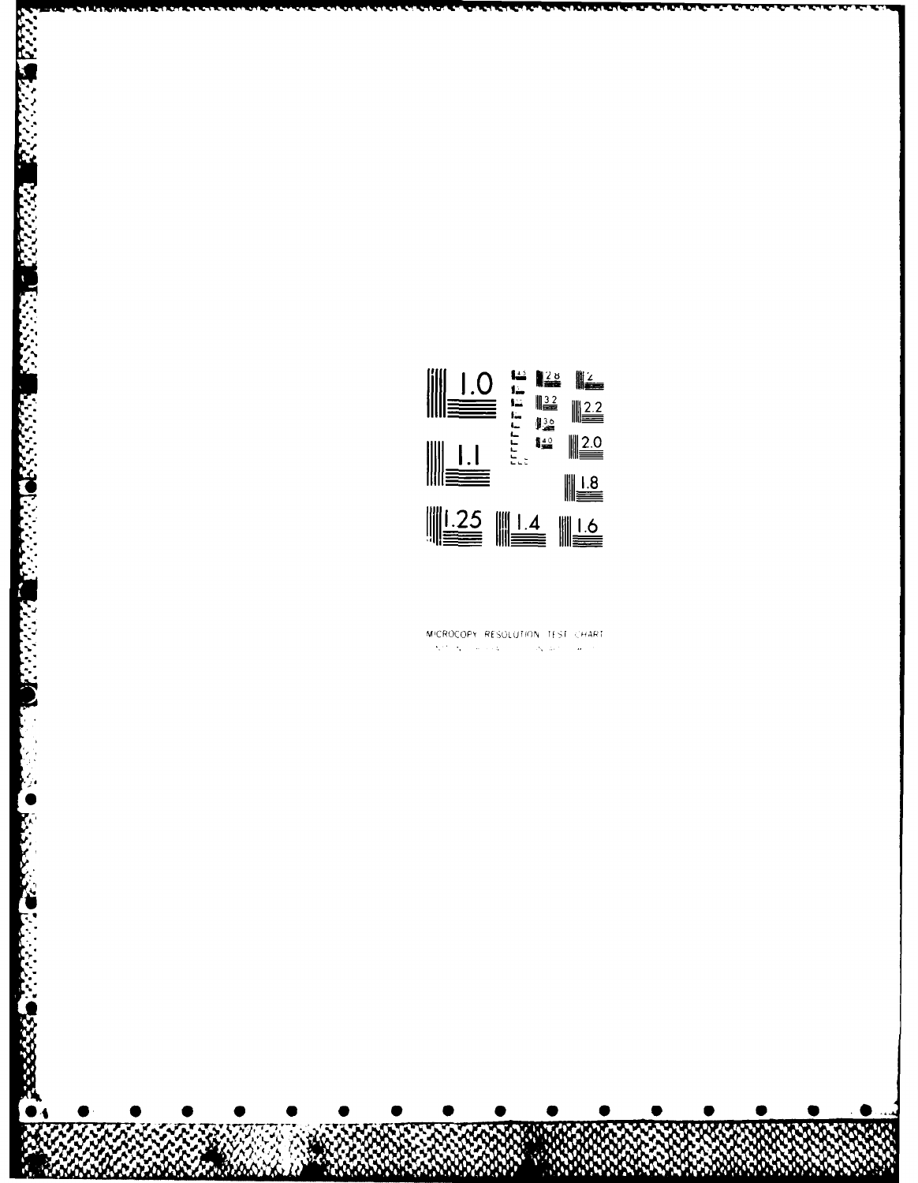MICROCOPY RESOLUTION TEST CHART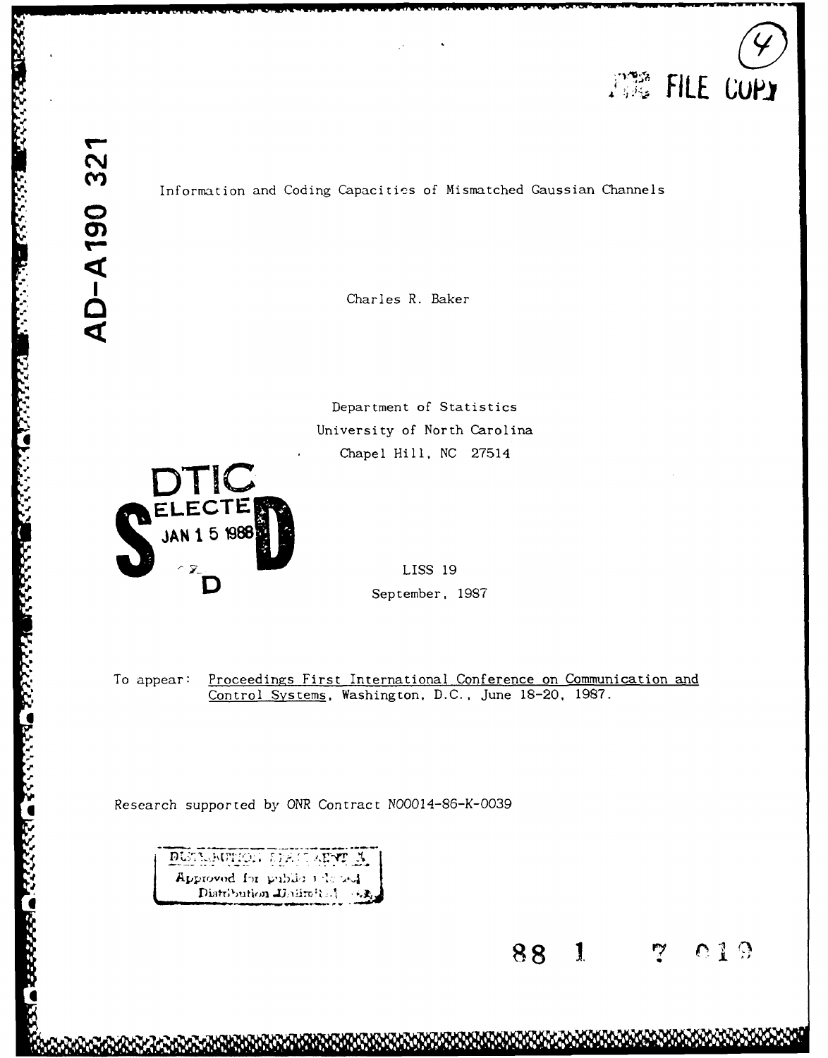AD-A190 321

FILE COPY

Information and Coding Capacities of Mismatched Gaussian Channels

Charles R. Baker

Department of Statistics
University of North Carolina
Chapel Hill, NC 27514

DTIC
ELECTE
JAN 15 1988
D

LISS 19
September, 1987

To appear: Proceedings First International Conference on Communication and Control Systems, Washington, D.C., June 18-20, 1987.

Research supported by ONR Contract N00014-86-K-0039

DISTRIBUTION STATEMENT A
Approved for public release;
Distribution Unlimited

88 1 7 019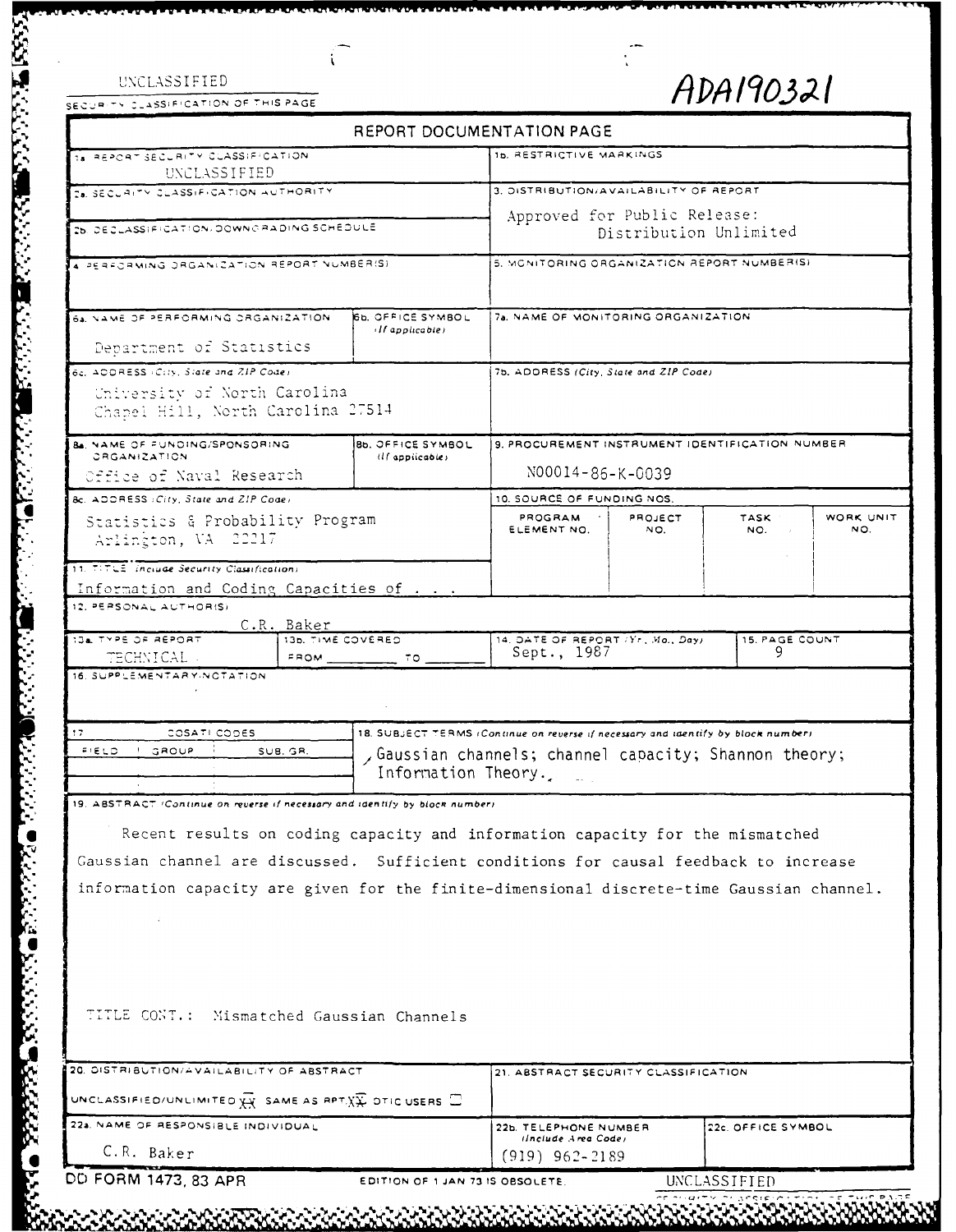UNCLASSIFIED

SECURITY CLASSIFICATION OF THIS PAGE

ADA190321

# REPORT DOCUMENTATION PAGE

| | |
|---|---|
| 1a. REPORT SECURITY CLASSIFICATION: UNCLASSIFIED | 1b. RESTRICTIVE MARKINGS |
| 2a. SECURITY CLASSIFICATION AUTHORITY | 3. DISTRIBUTION/AVAILABILITY OF REPORT: Approved for Public Release: Distribution Unlimited |
| 2b. DECLASSIFICATION/DOWNGRADING SCHEDULE | |
| 4. PERFORMING ORGANIZATION REPORT NUMBER(S) | 5. MONITORING ORGANIZATION REPORT NUMBER(S) |
| 6a. NAME OF PERFORMING ORGANIZATION: Department of Statistics; 6b. OFFICE SYMBOL (If applicable) | 7a. NAME OF MONITORING ORGANIZATION |
| 6c. ADDRESS (City, State and ZIP Code): University of North Carolina, Chapel Hill, North Carolina 27514 | 7b. ADDRESS (City, State and ZIP Code) |
| 8a. NAME OF FUNDING/SPONSORING ORGANIZATION: Office of Naval Research; 8b. OFFICE SYMBOL (If applicable) | 9. PROCUREMENT INSTRUMENT IDENTIFICATION NUMBER: N00014-86-K-0039 |
| 8c. ADDRESS (City, State and ZIP Code): Statistics & Probability Program, Arlington, VA 22217 | 10. SOURCE OF FUNDING NOS.: PROGRAM ELEMENT NO. / PROJECT NO. / TASK NO. / WORK UNIT NO. |
| 11. TITLE (Include Security Classification): Information and Coding Capacities of . . . | |
| 12. PERSONAL AUTHOR(S): C.R. Baker | |
| 13a. TYPE OF REPORT: TECHNICAL; 13b. TIME COVERED: FROM ____ TO ____ | 14. DATE OF REPORT (Yr., Mo., Day): Sept., 1987; 15. PAGE COUNT: 9 |
| 16. SUPPLEMENTARY NOTATION | |
| 17. COSATI CODES: FIELD / GROUP / SUB. GR. | 18. SUBJECT TERMS (Continue on reverse if necessary and identify by block number): Gaussian channels; channel capacity; Shannon theory; Information Theory. |

19. ABSTRACT (Continue on reverse if necessary and identify by block number)

Recent results on coding capacity and information capacity for the mismatched Gaussian channel are discussed. Sufficient conditions for causal feedback to increase information capacity are given for the finite-dimensional discrete-time Gaussian channel.

TITLE CONT.: Mismatched Gaussian Channels

| | |
|---|---|
| 20. DISTRIBUTION/AVAILABILITY OF ABSTRACT: UNCLASSIFIED/UNLIMITED XX SAME AS RPT. XX DTIC USERS ☐ | 21. ABSTRACT SECURITY CLASSIFICATION |
| 22a. NAME OF RESPONSIBLE INDIVIDUAL: C.R. Baker | 22b. TELEPHONE NUMBER (Include Area Code): (919) 962-2189; 22c. OFFICE SYMBOL |

DD FORM 1473, 83 APR — EDITION OF 1 JAN 73 IS OBSOLETE. — UNCLASSIFIED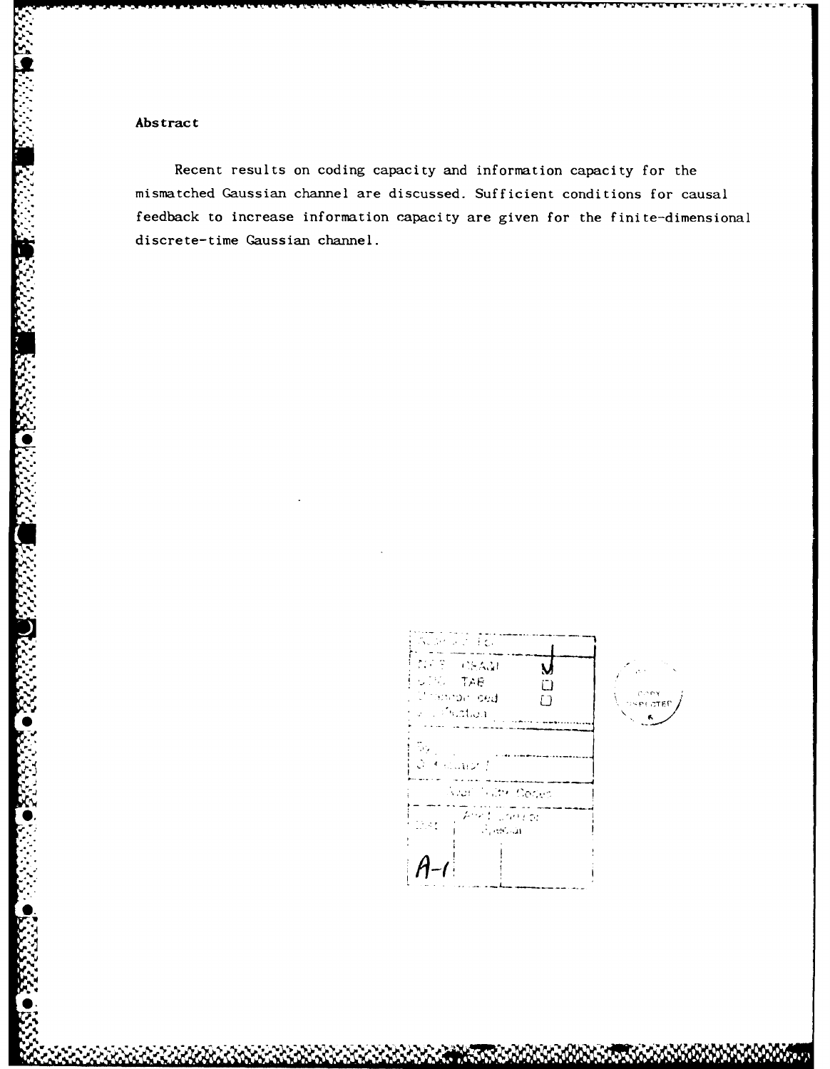**Abstract**

Recent results on coding capacity and information capacity for the mismatched Gaussian channel are discussed. Sufficient conditions for causal feedback to increase information capacity are given for the finite-dimensional discrete-time Gaussian channel.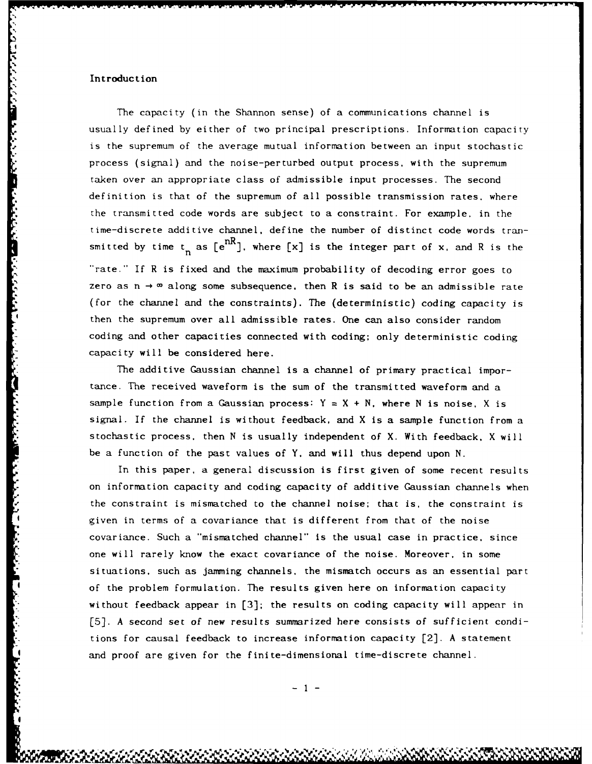## Introduction

The capacity (in the Shannon sense) of a communications channel is usually defined by either of two principal prescriptions. Information capacity is the supremum of the average mutual information between an input stochastic process (signal) and the noise-perturbed output process, with the supremum taken over an appropriate class of admissible input processes. The second definition is that of the supremum of all possible transmission rates, where the transmitted code words are subject to a constraint. For example, in the time-discrete additive channel, define the number of distinct code words transmitted by time $t_n$ as $[e^{nR}]$, where $[x]$ is the integer part of x, and R is the "rate." If R is fixed and the maximum probability of decoding error goes to zero as $n \to \infty$ along some subsequence, then R is said to be an admissible rate (for the channel and the constraints). The (deterministic) coding capacity is then the supremum over all admissible rates. One can also consider random coding and other capacities connected with coding; only deterministic coding capacity will be considered here.

The additive Gaussian channel is a channel of primary practical importance. The received waveform is the sum of the transmitted waveform and a sample function from a Gaussian process: $Y = X + N$, where N is noise, X is signal. If the channel is without feedback, and X is a sample function from a stochastic process, then N is usually independent of X. With feedback, X will be a function of the past values of Y, and will thus depend upon N.

In this paper, a general discussion is first given of some recent results on information capacity and coding capacity of additive Gaussian channels when the constraint is mismatched to the channel noise; that is, the constraint is given in terms of a covariance that is different from that of the noise covariance. Such a "mismatched channel" is the usual case in practice, since one will rarely know the exact covariance of the noise. Moreover, in some situations, such as jamming channels, the mismatch occurs as an essential part of the problem formulation. The results given here on information capacity without feedback appear in [3]; the results on coding capacity will appear in [5]. A second set of new results summarized here consists of sufficient conditions for causal feedback to increase information capacity [2]. A statement and proof are given for the finite-dimensional time-discrete channel.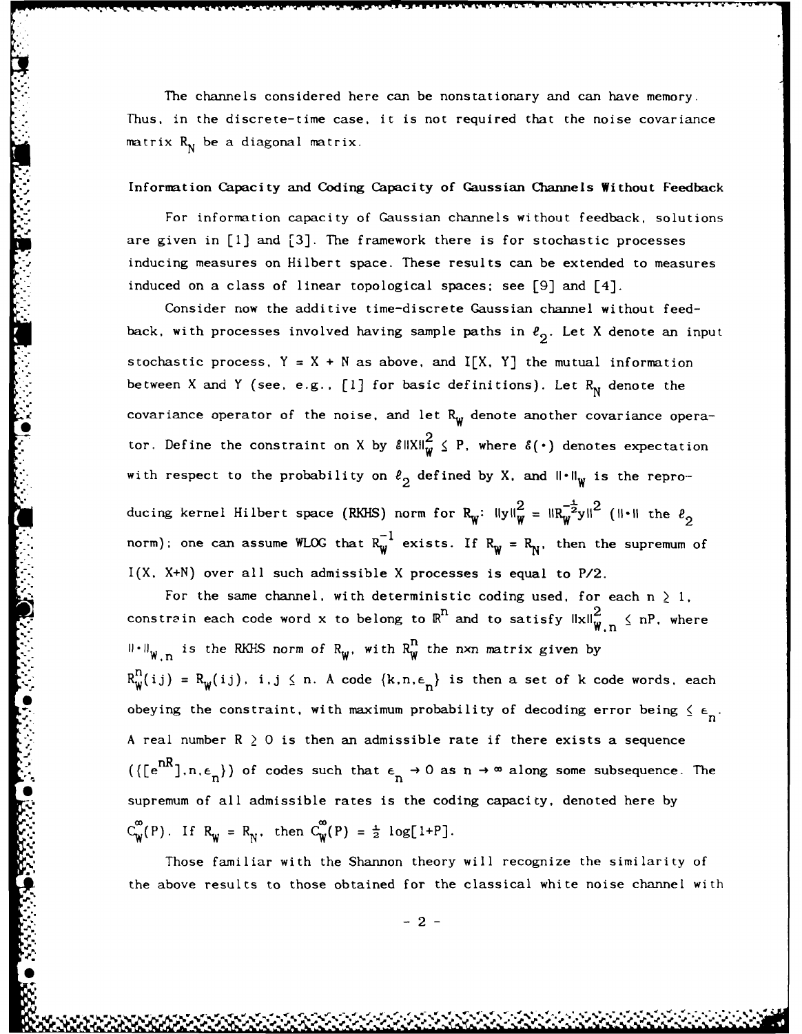The channels considered here can be nonstationary and can have memory. Thus, in the discrete-time case, it is not required that the noise covariance matrix $R_N$ be a diagonal matrix.

### Information Capacity and Coding Capacity of Gaussian Channels Without Feedback

For information capacity of Gaussian channels without feedback, solutions are given in [1] and [3]. The framework there is for stochastic processes inducing measures on Hilbert space. These results can be extended to measures induced on a class of linear topological spaces; see [9] and [4].

Consider now the additive time-discrete Gaussian channel without feedback, with processes involved having sample paths in $\ell_2$. Let X denote an input stochastic process, Y = X + N as above, and I[X, Y] the mutual information between X and Y (see, e.g., [1] for basic definitions). Let $R_N$ denote the covariance operator of the noise, and let $R_W$ denote another covariance operator. Define the constraint on X by $\mathcal{E}\|X\|_W^2 \leq P$, where $\mathcal{E}(\cdot)$ denotes expectation with respect to the probability on $\ell_2$ defined by X, and $\|\cdot\|_W$ is the reproducing kernel Hilbert space (RKHS) norm for $R_W$: $\|y\|_W^2 = \|R_W^{-\frac{1}{2}}y\|^2$ ($\|\cdot\|$ the $\ell_2$ norm); one can assume WLOG that $R_W^{-1}$ exists. If $R_W = R_N$, then the supremum of I(X, X+N) over all such admissible X processes is equal to P/2.

For the same channel, with deterministic coding used, for each $n \geq 1$, constrain each code word x to belong to $\mathbb{R}^n$ and to satisfy $\|x\|_{W,n}^2 \leq nP$, where $\|\cdot\|_{W,n}$ is the RKHS norm of $R_W$, with $R_W^n$ the nxn matrix given by $R_W^n(ij) = R_W(ij)$, $i,j \leq n$. A code $\{k,n,\epsilon_n\}$ is then a set of k code words, each obeying the constraint, with maximum probability of decoding error being $\leq \epsilon_n$. A real number $R \geq 0$ is then an admissible rate if there exists a sequence $(\{[e^{nR}],n,\epsilon_n\})$ of codes such that $\epsilon_n \to 0$ as $n \to \infty$ along some subsequence. The supremum of all admissible rates is the coding capacity, denoted here by $C_W^\infty(P)$. If $R_W = R_N$, then $C_W^\infty(P) = \frac{1}{2}\log[1+P]$.

Those familiar with the Shannon theory will recognize the similarity of the above results to those obtained for the classical white noise channel with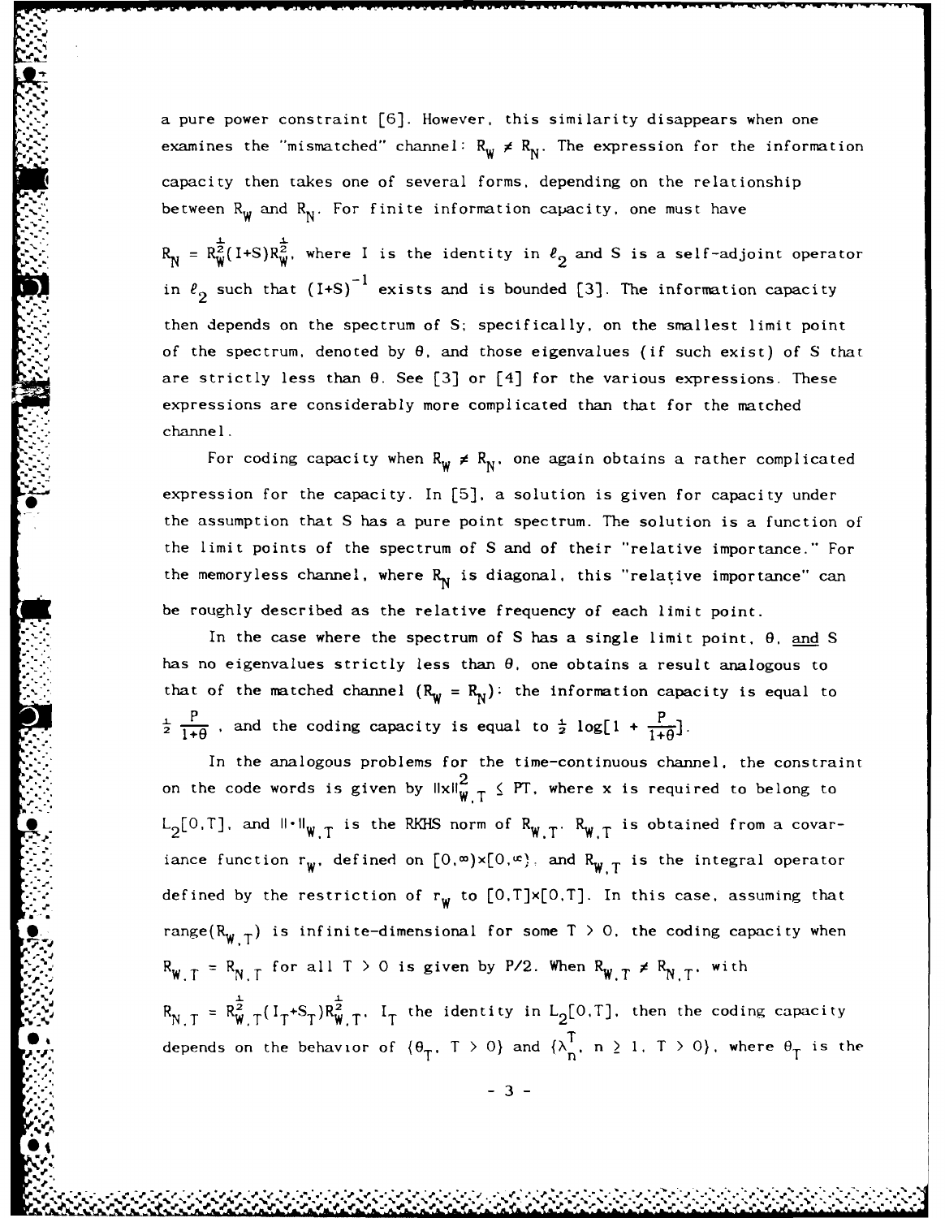a pure power constraint [6]. However, this similarity disappears when one examines the "mismatched" channel: $R_W \neq R_N$. The expression for the information capacity then takes one of several forms, depending on the relationship between $R_W$ and $R_N$. For finite information capacity, one must have $R_N = R_W^{\frac{1}{2}}(I+S)R_W^{\frac{1}{2}}$, where I is the identity in $\ell_2$ and S is a self-adjoint operator in $\ell_2$ such that $(I+S)^{-1}$ exists and is bounded [3]. The information capacity then depends on the spectrum of S; specifically, on the smallest limit point of the spectrum, denoted by $\theta$, and those eigenvalues (if such exist) of S that are strictly less than $\theta$. See [3] or [4] for the various expressions. These expressions are considerably more complicated than that for the matched channel.

For coding capacity when $R_W \neq R_N$, one again obtains a rather complicated expression for the capacity. In [5], a solution is given for capacity under the assumption that S has a pure point spectrum. The solution is a function of the limit points of the spectrum of S and of their "relative importance." For the memoryless channel, where $R_N$ is diagonal, this "relative importance" can be roughly described as the relative frequency of each limit point.

In the case where the spectrum of S has a single limit point, $\theta$, and S has no eigenvalues strictly less than $\theta$, one obtains a result analogous to that of the matched channel ($R_W = R_N$): the information capacity is equal to $\frac{1}{2}\frac{P}{1+\theta}$, and the coding capacity is equal to $\frac{1}{2}\log[1 + \frac{P}{1+\theta}]$.

In the analogous problems for the time-continuous channel, the constraint on the code words is given by $\|x\|^2_{W,T} \leq PT$, where x is required to belong to $L_2[0,T]$, and $\|\cdot\|_{W,T}$ is the RKHS norm of $R_{W,T}$. $R_{W,T}$ is obtained from a covariance function $r_W$, defined on $[0,\infty)\times[0,\infty)$, and $R_{W,T}$ is the integral operator defined by the restriction of $r_W$ to $[0,T]\times[0,T]$. In this case, assuming that range($R_{W,T}$) is infinite-dimensional for some $T > 0$, the coding capacity when $R_{W,T} = R_{N,T}$ for all $T > 0$ is given by P/2. When $R_{W,T} \neq R_{N,T}$, with $R_{N,T} = R^{\frac{1}{2}}_{W,T}(I_T+S_T)R^{\frac{1}{2}}_{W,T}$, $I_T$ the identity in $L_2[0,T]$, then the coding capacity depends on the behavior of $\{\theta_T, T > 0\}$ and $\{\lambda^T_n, n \geq 1, T > 0\}$, where $\theta_T$ is the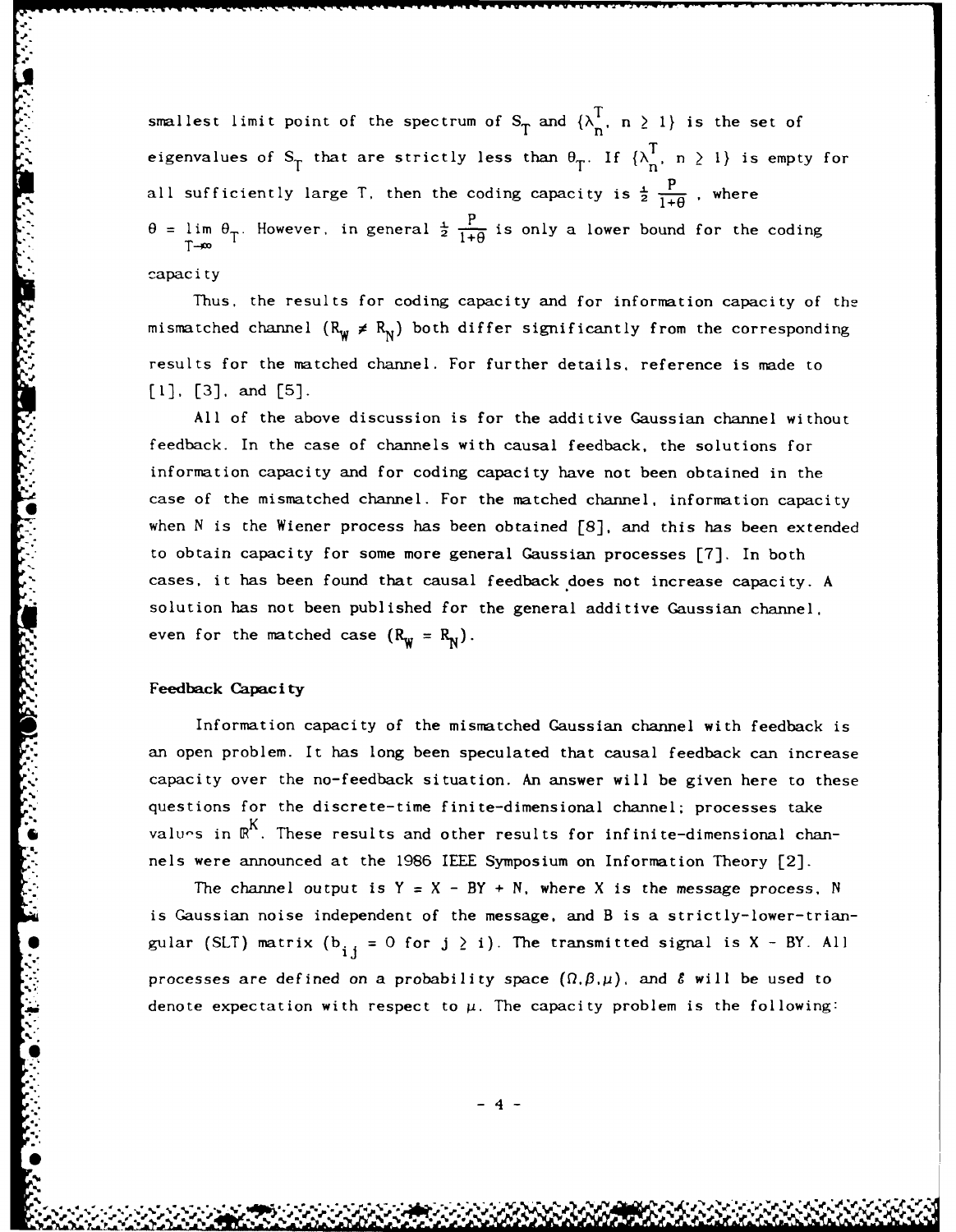smallest limit point of the spectrum of $S_T$ and $\{\lambda_n^T, n \geq 1\}$ is the set of eigenvalues of $S_T$ that are strictly less than $\theta_T$. If $\{\lambda_n^T, n \geq 1\}$ is empty for all sufficiently large T, then the coding capacity is $\frac{1}{2} \frac{P}{1+\theta}$, where $\theta = \lim_{T \to \infty} \theta_T$. However, in general $\frac{1}{2} \frac{P}{1+\theta}$ is only a lower bound for the coding capacity

Thus, the results for coding capacity and for information capacity of the mismatched channel ($R_W \neq R_N$) both differ significantly from the corresponding results for the matched channel. For further details, reference is made to [1], [3], and [5].

All of the above discussion is for the additive Gaussian channel without feedback. In the case of channels with causal feedback, the solutions for information capacity and for coding capacity have not been obtained in the case of the mismatched channel. For the matched channel, information capacity when N is the Wiener process has been obtained [8], and this has been extended to obtain capacity for some more general Gaussian processes [7]. In both cases, it has been found that causal feedback does not increase capacity. A solution has not been published for the general additive Gaussian channel, even for the matched case ($R_W = R_N$).

**Feedback Capacity**

Information capacity of the mismatched Gaussian channel with feedback is an open problem. It has long been speculated that causal feedback can increase capacity over the no-feedback situation. An answer will be given here to these questions for the discrete-time finite-dimensional channel; processes take values in $\mathbb{R}^K$. These results and other results for infinite-dimensional channels were announced at the 1986 IEEE Symposium on Information Theory [2].

The channel output is $Y = X - BY + N$, where X is the message process, N is Gaussian noise independent of the message, and B is a strictly-lower-triangular (SLT) matrix ($b_{ij} = 0$ for $j \geq i$). The transmitted signal is $X - BY$. All processes are defined on a probability space $(\Omega, \beta, \mu)$, and $\mathcal{E}$ will be used to denote expectation with respect to $\mu$. The capacity problem is the following: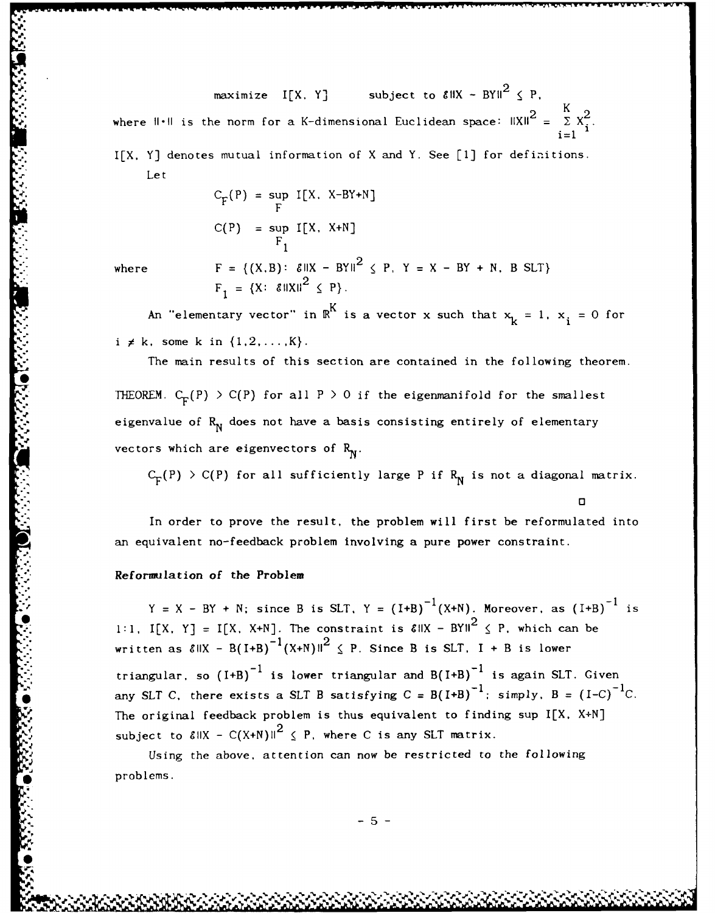$$\text{maximize} \quad I[X, Y] \qquad \text{subject to } \mathcal{E}\|X - BY\|^2 \leq P,$$

where $\|\cdot\|$ is the norm for a K-dimensional Euclidean space: $\|X\|^2 = \sum_{i=1}^{K} X_i^2$.

$I[X, Y]$ denotes mutual information of X and Y. See [1] for definitions.

Let

$$C_F(P) = \sup_F I[X, X-BY+N]$$

$$C(P) = \sup_{F_1} I[X, X+N]$$

where

$$F = \{(X,B): \mathcal{E}\|X - BY\|^2 \leq P, \ Y = X - BY + N, \ B \text{ SLT}\}$$

$$F_1 = \{X: \mathcal{E}\|X\|^2 \leq P\}.$$

An "elementary vector" in $\mathbb{R}^K$ is a vector x such that $x_k = 1$, $x_i = 0$ for $i \neq k$, some k in $\{1,2,\ldots,K\}$.

The main results of this section are contained in the following theorem.

THEOREM. $C_F(P) > C(P)$ for all $P > 0$ if the eigenmanifold for the smallest eigenvalue of $R_N$ does not have a basis consisting entirely of elementary vectors which are eigenvectors of $R_N$.

$C_F(P) > C(P)$ for all sufficiently large P if $R_N$ is not a diagonal matrix.

□

In order to prove the result, the problem will first be reformulated into an equivalent no-feedback problem involving a pure power constraint.

**Reformulation of the Problem**

$Y = X - BY + N$; since B is SLT, $Y = (I+B)^{-1}(X+N)$. Moreover, as $(I+B)^{-1}$ is 1:1, $I[X, Y] = I[X, X+N]$. The constraint is $\mathcal{E}\|X - BY\|^2 \leq P$, which can be written as $\mathcal{E}\|X - B(I+B)^{-1}(X+N)\|^2 \leq P$. Since B is SLT, $I + B$ is lower triangular, so $(I+B)^{-1}$ is lower triangular and $B(I+B)^{-1}$ is again SLT. Given any SLT C, there exists a SLT B satisfying $C = B(I+B)^{-1}$; simply, $B = (I-C)^{-1}C$. The original feedback problem is thus equivalent to finding sup $I[X, X+N]$ subject to $\mathcal{E}\|X - C(X+N)\|^2 \leq P$, where C is any SLT matrix.

Using the above, attention can now be restricted to the following problems.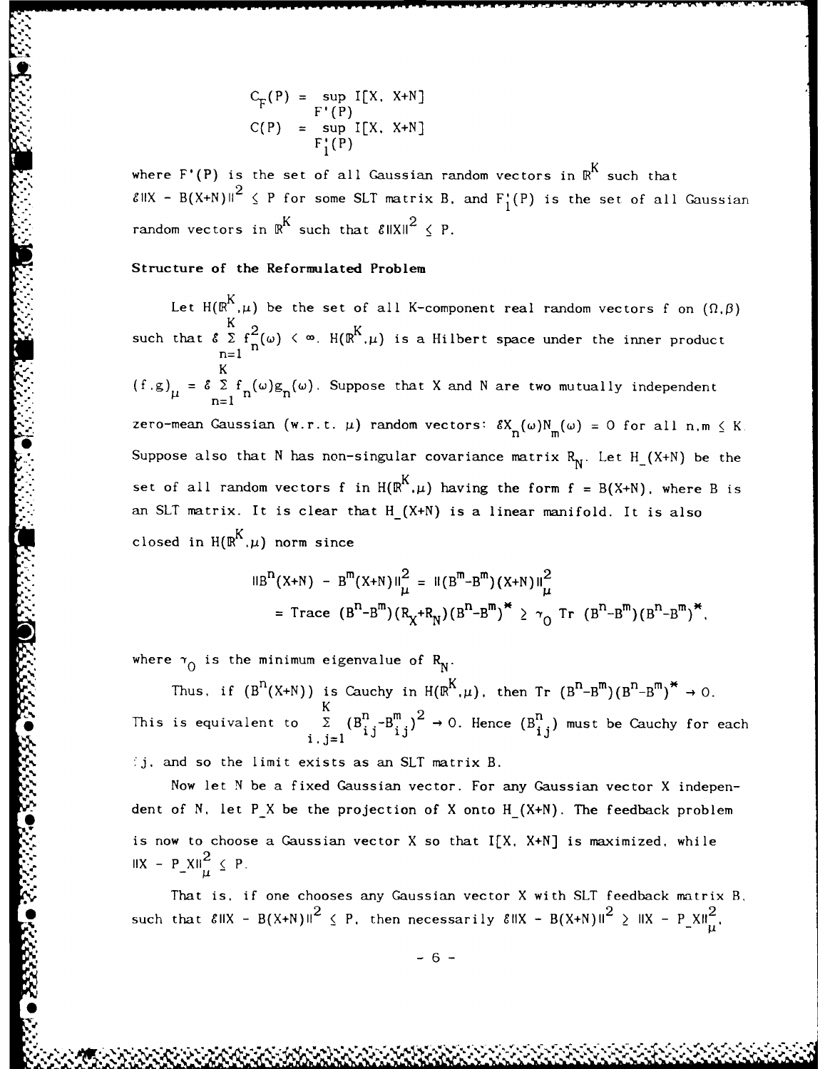$$C_F(P) = \sup_{F'(P)} I[X, X+N]$$

$$C(P) = \sup_{F_1'(P)} I[X, X+N]$$

where $F'(P)$ is the set of all Gaussian random vectors in $\mathbb{R}^K$ such that $\mathcal{E}\|X - B(X+N)\|^2 \leq P$ for some SLT matrix B, and $F_1'(P)$ is the set of all Gaussian random vectors in $\mathbb{R}^K$ such that $\mathcal{E}\|X\|^2 \leq P$.

**Structure of the Reformulated Problem**

Let $H(\mathbb{R}^K,\mu)$ be the set of all K-component real random vectors f on $(\Omega,\beta)$ such that $\mathcal{E}\sum_{n=1}^{K} f_n^2(\omega) < \infty$. $H(\mathbb{R}^K,\mu)$ is a Hilbert space under the inner product $(f,g)_\mu = \mathcal{E}\sum_{n=1}^{K} f_n(\omega)g_n(\omega)$. Suppose that X and N are two mutually independent zero-mean Gaussian (w.r.t. $\mu$) random vectors: $\mathcal{E}X_n(\omega)N_m(\omega) = 0$ for all $n,m \leq K$. Suppose also that N has non-singular covariance matrix $R_N$. Let $H_-(X+N)$ be the set of all random vectors f in $H(\mathbb{R}^K,\mu)$ having the form $f = B(X+N)$, where B is an SLT matrix. It is clear that $H_-(X+N)$ is a linear manifold. It is also closed in $H(\mathbb{R}^K,\mu)$ norm since

$$\|B^n(X+N) - B^m(X+N)\|_\mu^2 = \|(B^m-B^m)(X+N)\|_\mu^2$$

$$= \text{Trace } (B^n-B^m)(R_X+R_N)(B^n-B^m)^* \geq \gamma_0 \text{ Tr } (B^n-B^m)(B^n-B^m)^*,$$

where $\gamma_0$ is the minimum eigenvalue of $R_N$.

Thus, if $(B^n(X+N))$ is Cauchy in $H(\mathbb{R}^K,\mu)$, then $\text{Tr } (B^n-B^m)(B^n-B^m)^* \to 0$. This is equivalent to $\sum_{i,j=1}^{K} (B_{ij}^n-B_{ij}^m)^2 \to 0$. Hence $(B_{ij}^n)$ must be Cauchy for each i,j, and so the limit exists as an SLT matrix B.

Now let N be a fixed Gaussian vector. For any Gaussian vector X independent of N, let $P_-X$ be the projection of X onto $H_-(X+N)$. The feedback problem is now to choose a Gaussian vector X so that $I[X, X+N]$ is maximized, while $\|X - P_-X\|_\mu^2 \leq P$.

That is, if one chooses any Gaussian vector X with SLT feedback matrix B, such that $\mathcal{E}\|X - B(X+N)\|^2 \leq P$, then necessarily $\mathcal{E}\|X - B(X+N)\|^2 \geq \|X - P_-X\|_\mu^2$.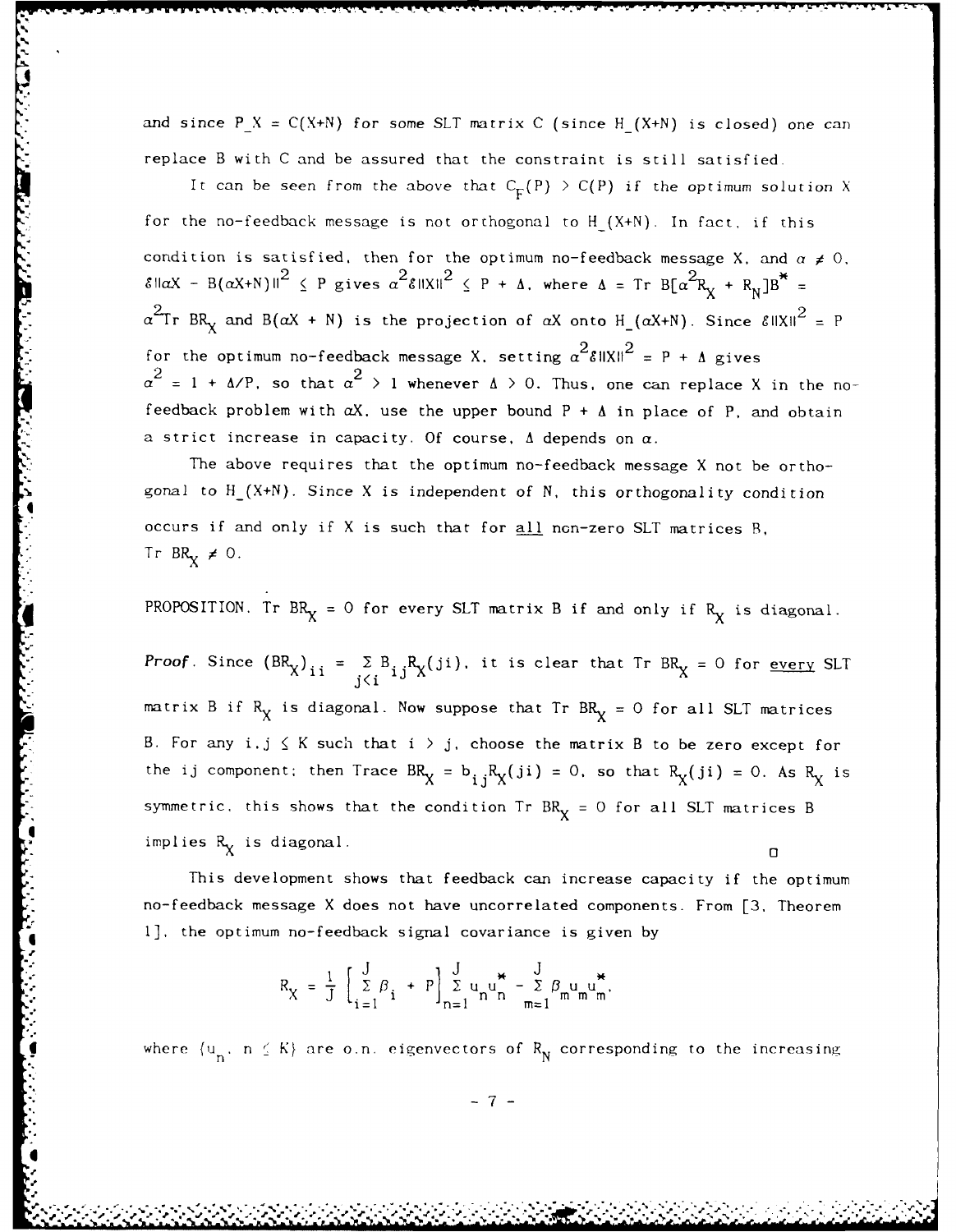and since $P_-X = C(X+N)$ for some SLT matrix C (since $H_-(X+N)$ is closed) one can replace B with C and be assured that the constraint is still satisfied.

It can be seen from the above that $C_F(P) > C(P)$ if the optimum solution X for the no-feedback message is not orthogonal to $H_-(X+N)$. In fact, if this condition is satisfied, then for the optimum no-feedback message X, and $\alpha \neq 0$, $\mathcal{E}\|\alpha X - B(\alpha X+N)\|^2 \leq P$ gives $\alpha^2 \mathcal{E}\|X\|^2 \leq P + \Delta$, where $\Delta = \text{Tr } B[\alpha^2 R_X + R_N]B^* = \alpha^2 \text{Tr } BR_X$ and $B(\alpha X + N)$ is the projection of $\alpha X$ onto $H_-(\alpha X+N)$. Since $\mathcal{E}\|X\|^2 = P$ for the optimum no-feedback message X, setting $\alpha^2 \mathcal{E}\|X\|^2 = P + \Delta$ gives $\alpha^2 = 1 + \Delta/P$, so that $\alpha^2 > 1$ whenever $\Delta > 0$. Thus, one can replace X in the no-feedback problem with $\alpha X$, use the upper bound $P + \Delta$ in place of P, and obtain a strict increase in capacity. Of course, $\Delta$ depends on $\alpha$.

The above requires that the optimum no-feedback message X not be orthogonal to $H_-(X+N)$. Since X is independent of N, this orthogonality condition occurs if and only if X is such that for <u>all</u> non-zero SLT matrices B, $\text{Tr } BR_X \neq 0$.

PROPOSITION. $\text{Tr } BR_X = 0$ for every SLT matrix B if and only if $R_X$ is diagonal.

*Proof*. Since $(BR_X)_{ii} = \sum_{j<i} B_{ij} R_X(ji)$, it is clear that $\text{Tr } BR_X = 0$ for <u>every</u> SLT matrix B if $R_X$ is diagonal. Now suppose that $\text{Tr } BR_X = 0$ for all SLT matrices B. For any $i,j \leq K$ such that $i > j$, choose the matrix B to be zero except for the ij component; then $\text{Trace } BR_X = b_{ij} R_X(ji) = 0$, so that $R_X(ji) = 0$. As $R_X$ is symmetric, this shows that the condition $\text{Tr } BR_X = 0$ for all SLT matrices B implies $R_X$ is diagonal. □

This development shows that feedback can increase capacity if the optimum no-feedback message X does not have uncorrelated components. From [3, Theorem 1], the optimum no-feedback signal covariance is given by

$$R_X = \frac{1}{J}\left[\sum_{i=1}^{J} \beta_i + P\right] \sum_{n=1}^{J} u_n u_n^* - \sum_{m=1}^{J} \beta_m u_m u_m^*,$$

where $\{u_n, n \leq K\}$ are o.n. eigenvectors of $R_N$ corresponding to the increasing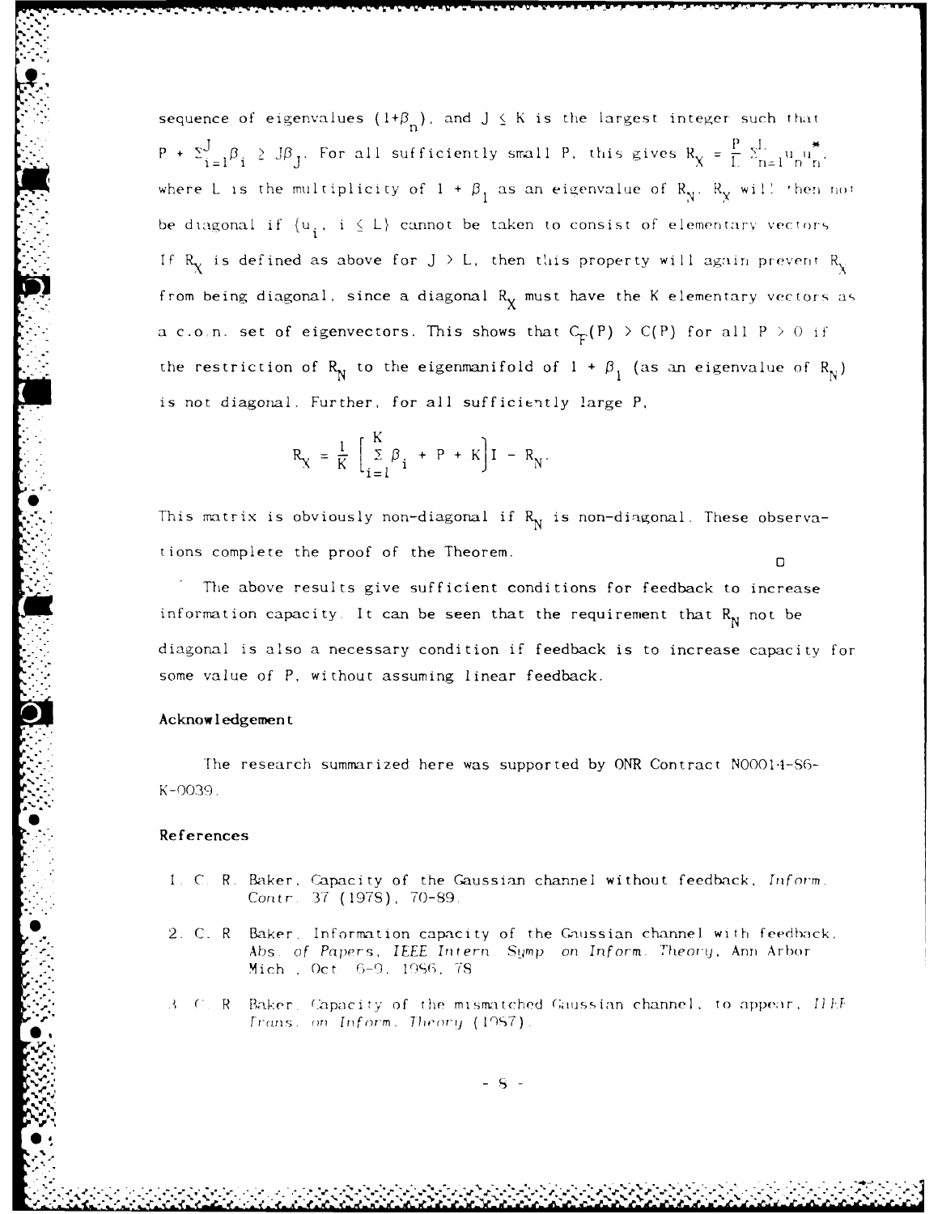sequence of eigenvalues $(1+\beta_n)$, and $J \leq K$ is the largest integer such that $P + \Sigma_{i=1}^{J} \beta_i \geq J\beta_J$. For all sufficiently small P, this gives $R_X = \frac{P}{L} \Sigma_{n=1}^{L} u_n u_n^*$, where L is the multiplicity of $1 + \beta_1$ as an eigenvalue of $R_N$. $R_X$ will then not be diagonal if $\{u_i, i \leq L\}$ cannot be taken to consist of elementary vectors. If $R_X$ is defined as above for $J > L$, then this property will again prevent $R_X$ from being diagonal, since a diagonal $R_X$ must have the K elementary vectors as a c.o.n. set of eigenvectors. This shows that $C_F(P) > C(P)$ for all $P > 0$ if the restriction of $R_N$ to the eigenmanifold of $1 + \beta_1$ (as an eigenvalue of $R_N$) is not diagonal. Further, for all sufficiently large P,

$$R_X = \frac{1}{K} \left[ \sum_{i=1}^{K} \beta_i + P + K \right] I - R_N.$$

This matrix is obviously non-diagonal if $R_N$ is non-diagonal. These observations complete the proof of the Theorem. □

The above results give sufficient conditions for feedback to increase information capacity. It can be seen that the requirement that $R_N$ not be diagonal is also a necessary condition if feedback is to increase capacity for some value of P, without assuming linear feedback.

### Acknowledgement

The research summarized here was supported by ONR Contract N00014-86-K-0039.

### References

1. C. R. Baker, Capacity of the Gaussian channel without feedback, *Inform. Contr.* 37 (1978), 70-89.

2. C. R. Baker, Information capacity of the Gaussian channel with feedback, *Abs. of Papers, IEEE Intern. Symp. on Inform. Theory*, Ann Arbor, Mich., Oct. 6-9, 1986, 78.

3. C. R. Baker, Capacity of the mismatched Gaussian channel, to appear, *IEEE Trans. on Inform. Theory* (1987).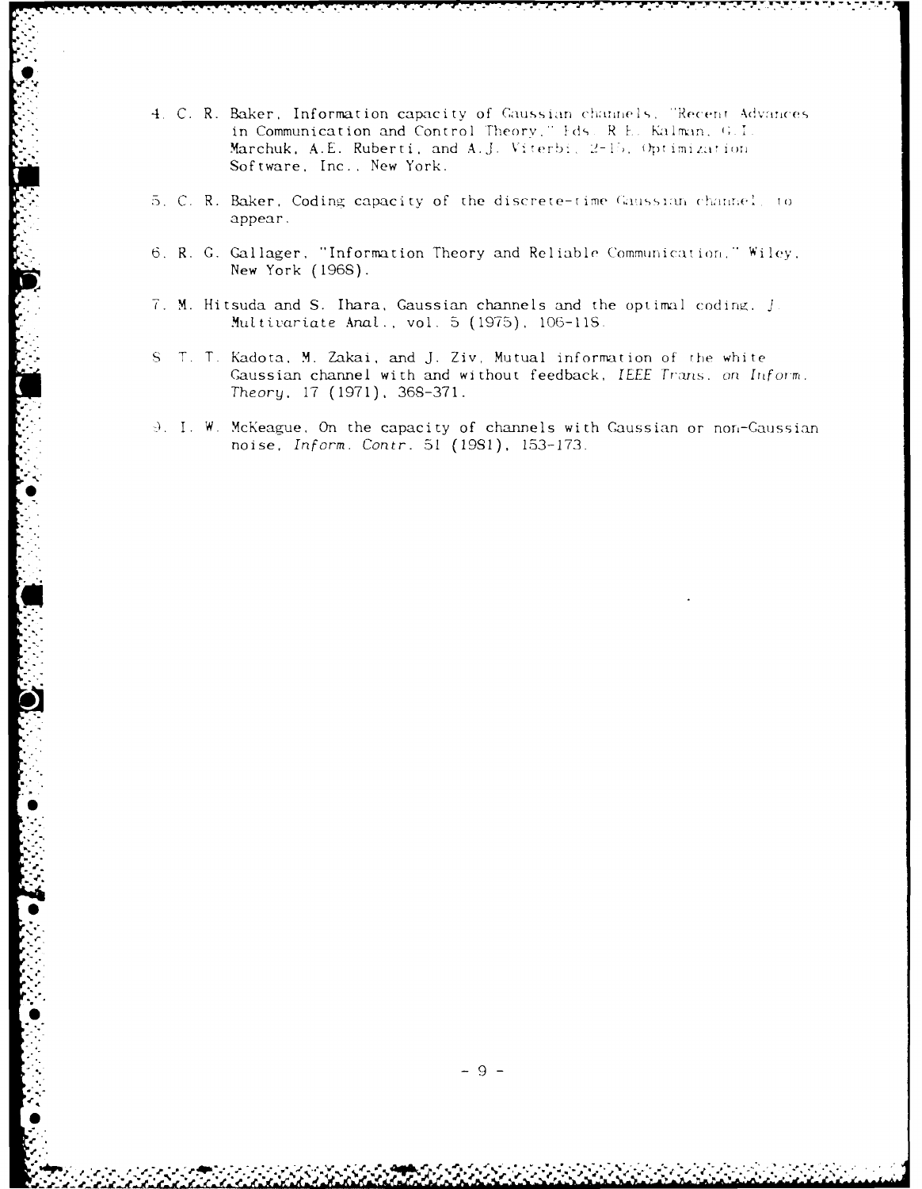4. C. R. Baker, Information capacity of Gaussian channels, "Recent Advances in Communication and Control Theory," Eds. R.E. Kalman, G.I. Marchuk, A.E. Ruberti, and A.J. Viterbi, 2-15, Optimization Software, Inc., New York.

5. C. R. Baker, Coding capacity of the discrete-time Gaussian channel, to appear.

6. R. G. Gallager, "Information Theory and Reliable Communication," Wiley, New York (1968).

7. M. Hitsuda and S. Ihara, Gaussian channels and the optimal coding, *J. Multivariate Anal.*, vol. 5 (1975), 106-118.

8. T. T. Kadota, M. Zakai, and J. Ziv, Mutual information of the white Gaussian channel with and without feedback, *IEEE Trans. on Inform. Theory*, 17 (1971), 368-371.

9. I. W. McKeague, On the capacity of channels with Gaussian or non-Gaussian noise, *Inform. Contr.* 51 (1981), 153-173.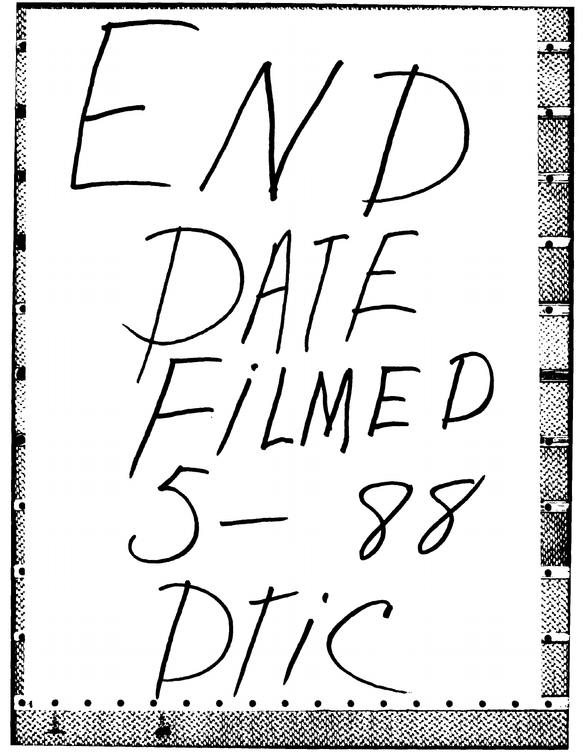END

DATE

FILMED

5-88

DTIC